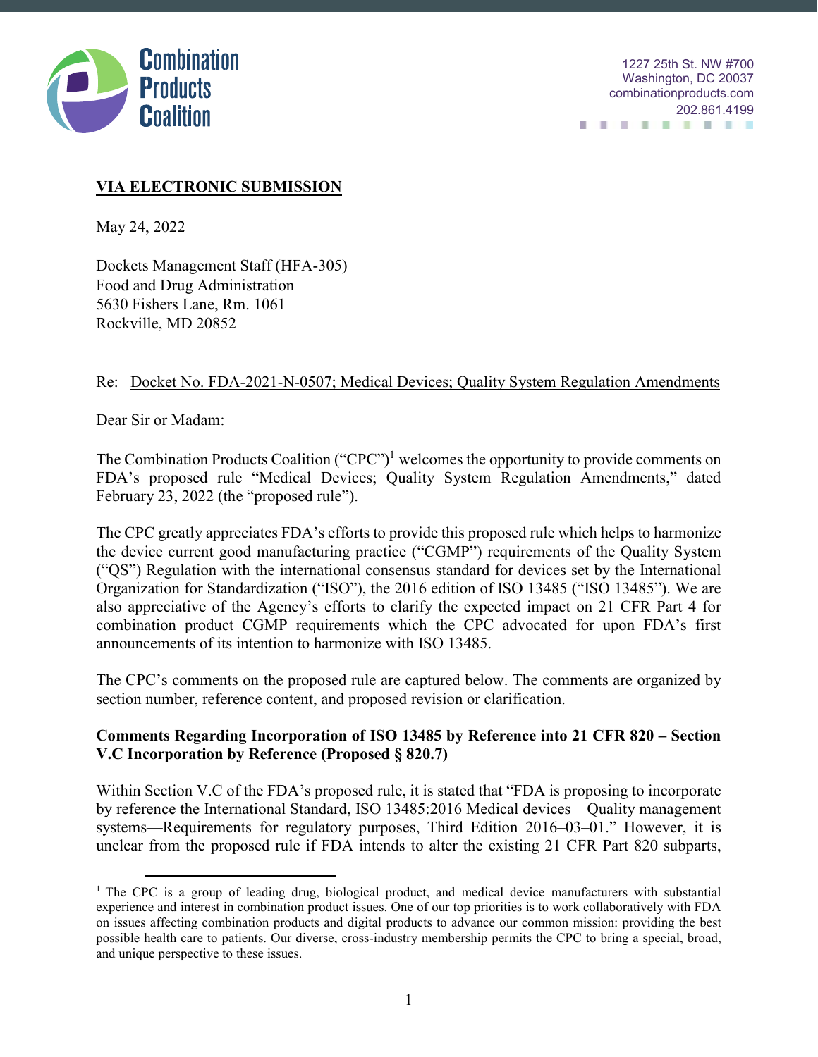Combination Products Coalition

1227 25th St. NW #700
Washington, DC 20037
combinationproducts.com
202.861.4199

**VIA ELECTRONIC SUBMISSION**

May 24, 2022

Dockets Management Staff (HFA-305)
Food and Drug Administration
5630 Fishers Lane, Rm. 1061
Rockville, MD 20852

Re: Docket No. FDA-2021-N-0507; Medical Devices; Quality System Regulation Amendments

Dear Sir or Madam:

The Combination Products Coalition ("CPC")[1] welcomes the opportunity to provide comments on FDA's proposed rule "Medical Devices; Quality System Regulation Amendments," dated February 23, 2022 (the "proposed rule").

The CPC greatly appreciates FDA's efforts to provide this proposed rule which helps to harmonize the device current good manufacturing practice ("CGMP") requirements of the Quality System ("QS") Regulation with the international consensus standard for devices set by the International Organization for Standardization ("ISO"), the 2016 edition of ISO 13485 ("ISO 13485"). We are also appreciative of the Agency's efforts to clarify the expected impact on 21 CFR Part 4 for combination product CGMP requirements which the CPC advocated for upon FDA's first announcements of its intention to harmonize with ISO 13485.

The CPC's comments on the proposed rule are captured below. The comments are organized by section number, reference content, and proposed revision or clarification.

**Comments Regarding Incorporation of ISO 13485 by Reference into 21 CFR 820 – Section V.C Incorporation by Reference (Proposed § 820.7)**

Within Section V.C of the FDA's proposed rule, it is stated that "FDA is proposing to incorporate by reference the International Standard, ISO 13485:2016 Medical devices—Quality management systems—Requirements for regulatory purposes, Third Edition 2016–03–01." However, it is unclear from the proposed rule if FDA intends to alter the existing 21 CFR Part 820 subparts,

[1] The CPC is a group of leading drug, biological product, and medical device manufacturers with substantial experience and interest in combination product issues. One of our top priorities is to work collaboratively with FDA on issues affecting combination products and digital products to advance our common mission: providing the best possible health care to patients. Our diverse, cross-industry membership permits the CPC to bring a special, broad, and unique perspective to these issues.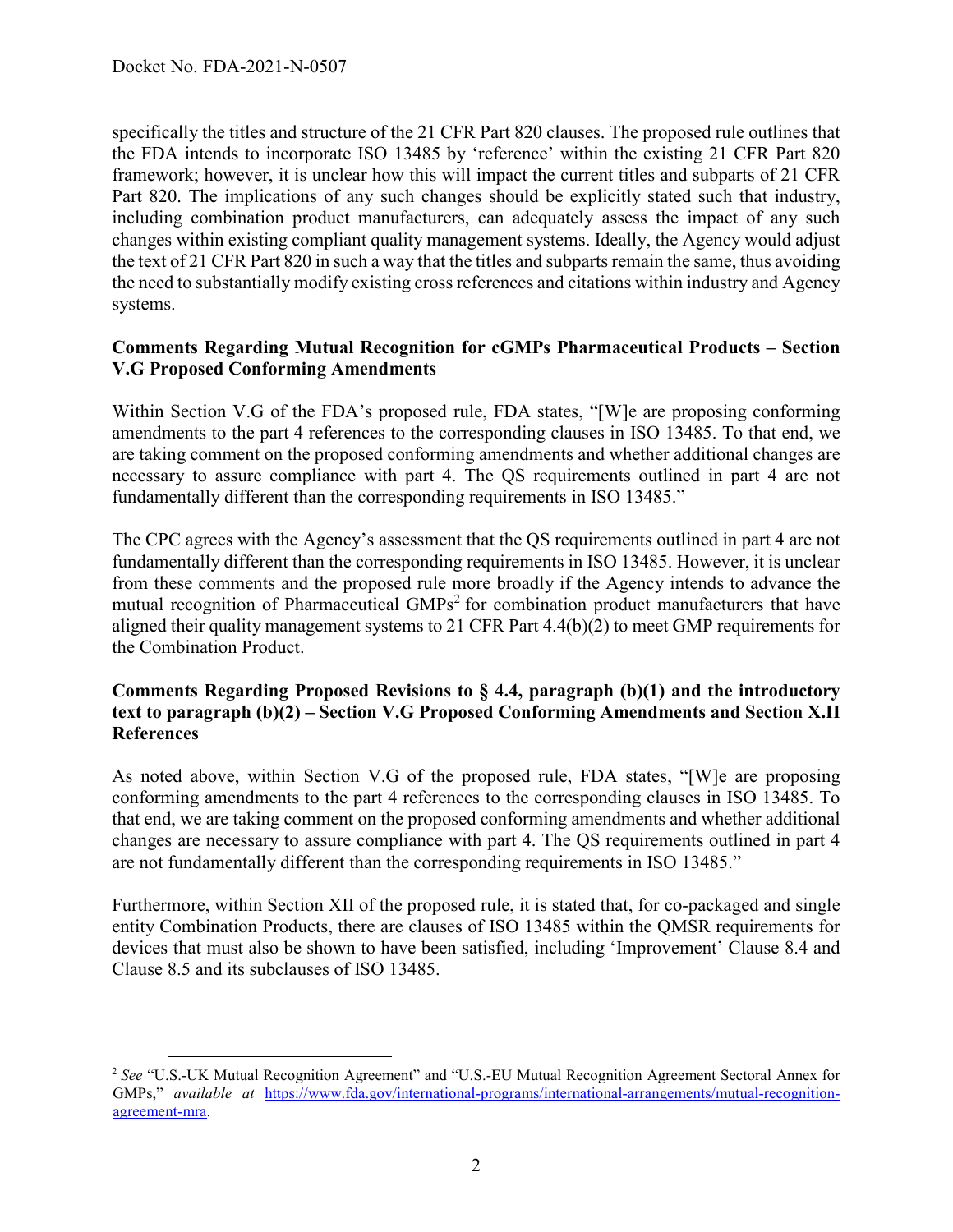specifically the titles and structure of the 21 CFR Part 820 clauses. The proposed rule outlines that the FDA intends to incorporate ISO 13485 by 'reference' within the existing 21 CFR Part 820 framework; however, it is unclear how this will impact the current titles and subparts of 21 CFR Part 820. The implications of any such changes should be explicitly stated such that industry, including combination product manufacturers, can adequately assess the impact of any such changes within existing compliant quality management systems. Ideally, the Agency would adjust the text of 21 CFR Part 820 in such a way that the titles and subparts remain the same, thus avoiding the need to substantially modify existing cross references and citations within industry and Agency systems.

**Comments Regarding Mutual Recognition for cGMPs Pharmaceutical Products – Section V.G Proposed Conforming Amendments**

Within Section V.G of the FDA's proposed rule, FDA states, "[W]e are proposing conforming amendments to the part 4 references to the corresponding clauses in ISO 13485. To that end, we are taking comment on the proposed conforming amendments and whether additional changes are necessary to assure compliance with part 4. The QS requirements outlined in part 4 are not fundamentally different than the corresponding requirements in ISO 13485."

The CPC agrees with the Agency's assessment that the QS requirements outlined in part 4 are not fundamentally different than the corresponding requirements in ISO 13485. However, it is unclear from these comments and the proposed rule more broadly if the Agency intends to advance the mutual recognition of Pharmaceutical GMPs[2] for combination product manufacturers that have aligned their quality management systems to 21 CFR Part 4.4(b)(2) to meet GMP requirements for the Combination Product.

**Comments Regarding Proposed Revisions to § 4.4, paragraph (b)(1) and the introductory text to paragraph (b)(2) – Section V.G Proposed Conforming Amendments and Section X.II References**

As noted above, within Section V.G of the proposed rule, FDA states, "[W]e are proposing conforming amendments to the part 4 references to the corresponding clauses in ISO 13485. To that end, we are taking comment on the proposed conforming amendments and whether additional changes are necessary to assure compliance with part 4. The QS requirements outlined in part 4 are not fundamentally different than the corresponding requirements in ISO 13485."

Furthermore, within Section XII of the proposed rule, it is stated that, for co-packaged and single entity Combination Products, there are clauses of ISO 13485 within the QMSR requirements for devices that must also be shown to have been satisfied, including 'Improvement' Clause 8.4 and Clause 8.5 and its subclauses of ISO 13485.

---

[2] *See* "U.S.-UK Mutual Recognition Agreement" and "U.S.-EU Mutual Recognition Agreement Sectoral Annex for GMPs," *available at* https://www.fda.gov/international-programs/international-arrangements/mutual-recognition-agreement-mra.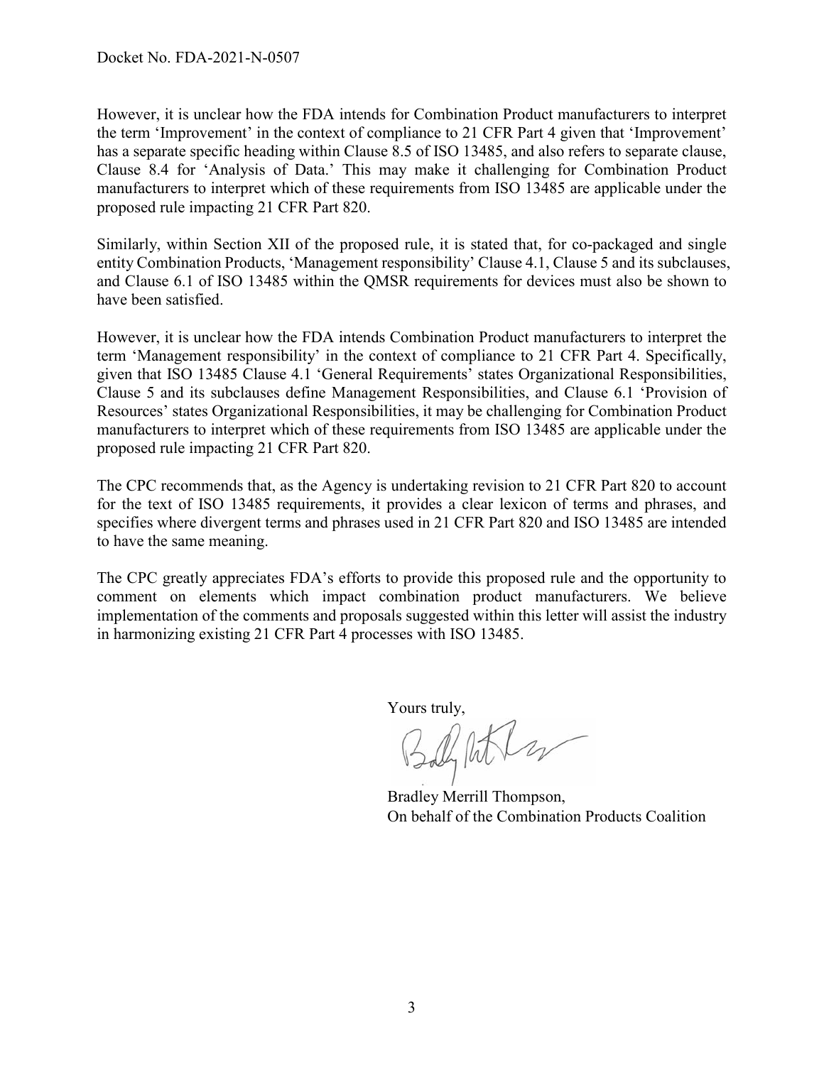However, it is unclear how the FDA intends for Combination Product manufacturers to interpret the term 'Improvement' in the context of compliance to 21 CFR Part 4 given that 'Improvement' has a separate specific heading within Clause 8.5 of ISO 13485, and also refers to separate clause, Clause 8.4 for 'Analysis of Data.' This may make it challenging for Combination Product manufacturers to interpret which of these requirements from ISO 13485 are applicable under the proposed rule impacting 21 CFR Part 820.

Similarly, within Section XII of the proposed rule, it is stated that, for co-packaged and single entity Combination Products, 'Management responsibility' Clause 4.1, Clause 5 and its subclauses, and Clause 6.1 of ISO 13485 within the QMSR requirements for devices must also be shown to have been satisfied.

However, it is unclear how the FDA intends Combination Product manufacturers to interpret the term 'Management responsibility' in the context of compliance to 21 CFR Part 4. Specifically, given that ISO 13485 Clause 4.1 'General Requirements' states Organizational Responsibilities, Clause 5 and its subclauses define Management Responsibilities, and Clause 6.1 'Provision of Resources' states Organizational Responsibilities, it may be challenging for Combination Product manufacturers to interpret which of these requirements from ISO 13485 are applicable under the proposed rule impacting 21 CFR Part 820.

The CPC recommends that, as the Agency is undertaking revision to 21 CFR Part 820 to account for the text of ISO 13485 requirements, it provides a clear lexicon of terms and phrases, and specifies where divergent terms and phrases used in 21 CFR Part 820 and ISO 13485 are intended to have the same meaning.

The CPC greatly appreciates FDA's efforts to provide this proposed rule and the opportunity to comment on elements which impact combination product manufacturers. We believe implementation of the comments and proposals suggested within this letter will assist the industry in harmonizing existing 21 CFR Part 4 processes with ISO 13485.

Yours truly,

Bradley Merrill Thompson,
On behalf of the Combination Products Coalition